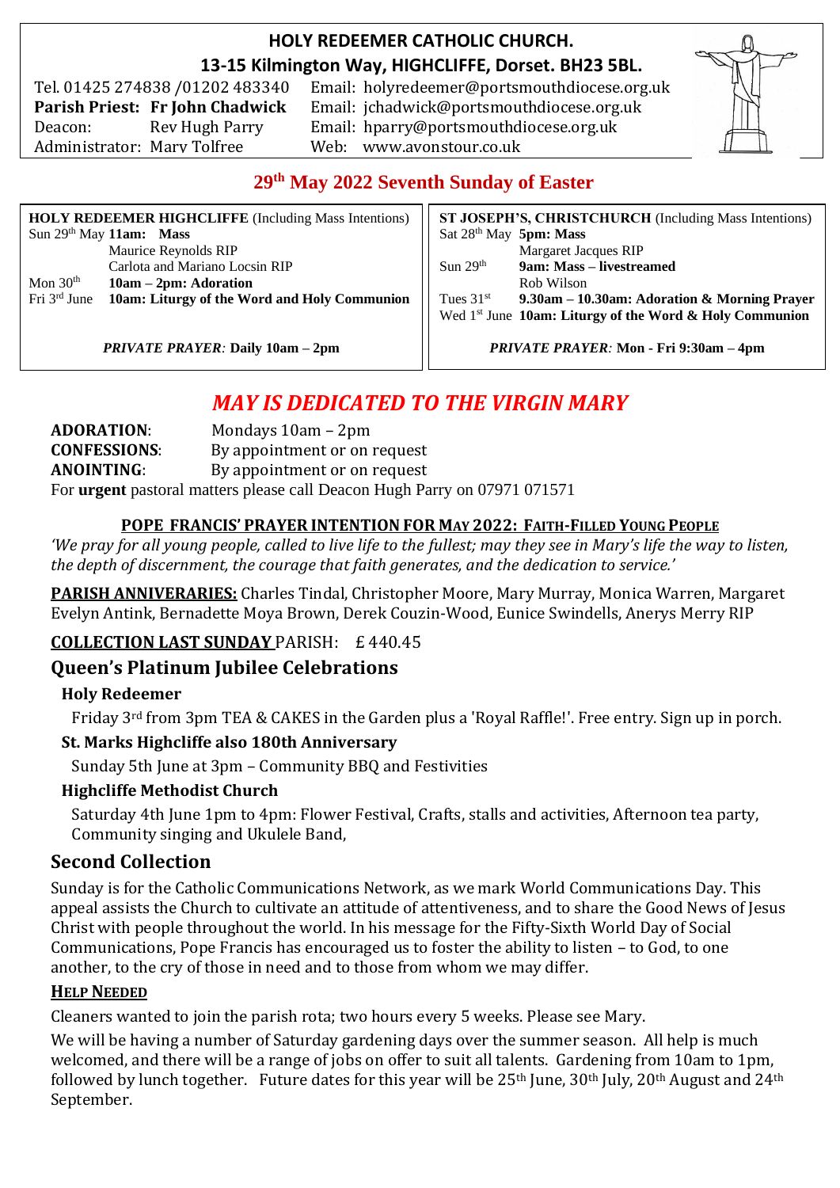# HOLY REDEEMER CATHOLIC CHURCH.

## 13-15 Kilmington Way, HIGHCLIFFE, Dorset. BH23 5BL.

Tel. 01425 274838 /01202 483340  Email: holyredeemer@portsmouthdiocese.org.uk
**Parish Priest: Fr John Chadwick**  Email: jchadwick@portsmouthdiocese.org.uk
Deacon: Rev Hugh Parry  Email: hparry@portsmouthdiocese.org.uk
Administrator: Mary Tolfree  Web: www.avonstour.co.uk

## 29th May 2022 Seventh Sunday of Easter

**HOLY REDEEMER HIGHCLIFFE** (Including Mass Intentions)

| | |
|---|---|
| Sun 29th May | **11am: Mass** |
| | Maurice Reynolds RIP |
| | Carlota and Mariano Locsin RIP |
| Mon 30th | **10am – 2pm: Adoration** |
| Fri 3rd June | **10am: Liturgy of the Word and Holy Communion** |

*PRIVATE PRAYER:* **Daily 10am – 2pm**

**ST JOSEPH'S, CHRISTCHURCH** (Including Mass Intentions)

| | |
|---|---|
| Sat 28th May | **5pm: Mass** |
| | Margaret Jacques RIP |
| Sun 29th | **9am: Mass – livestreamed** |
| | Rob Wilson |
| Tues 31st | **9.30am – 10.30am: Adoration & Morning Prayer** |
| Wed 1st June | **10am: Liturgy of the Word & Holy Communion** |

*PRIVATE PRAYER:* **Mon - Fri 9:30am – 4pm**

## *MAY IS DEDICATED TO THE VIRGIN MARY*

**ADORATION**: Mondays 10am – 2pm
**CONFESSIONS**: By appointment or on request
**ANOINTING**: By appointment or on request
For **urgent** pastoral matters please call Deacon Hugh Parry on 07971 071571

**POPE FRANCIS' PRAYER INTENTION FOR MAY 2022: FAITH-FILLED YOUNG PEOPLE**

*'We pray for all young people, called to live life to the fullest; may they see in Mary's life the way to listen, the depth of discernment, the courage that faith generates, and the dedication to service.'*

**PARISH ANNIVERARIES:** Charles Tindal, Christopher Moore, Mary Murray, Monica Warren, Margaret Evelyn Antink, Bernadette Moya Brown, Derek Couzin-Wood, Eunice Swindells, Anerys Merry RIP

**COLLECTION LAST SUNDAY** PARISH: £440.45

## Queen's Platinum Jubilee Celebrations

### Holy Redeemer

Friday 3rd from 3pm TEA & CAKES in the Garden plus a 'Royal Raffle!'. Free entry. Sign up in porch.

### St. Marks Highcliffe also 180th Anniversary

Sunday 5th June at 3pm – Community BBQ and Festivities

### Highcliffe Methodist Church

Saturday 4th June 1pm to 4pm: Flower Festival, Crafts, stalls and activities, Afternoon tea party, Community singing and Ukulele Band,

## Second Collection

Sunday is for the Catholic Communications Network, as we mark World Communications Day. This appeal assists the Church to cultivate an attitude of attentiveness, and to share the Good News of Jesus Christ with people throughout the world. In his message for the Fifty-Sixth World Day of Social Communications, Pope Francis has encouraged us to foster the ability to listen – to God, to one another, to the cry of those in need and to those from whom we may differ.

**HELP NEEDED**

Cleaners wanted to join the parish rota; two hours every 5 weeks. Please see Mary.

We will be having a number of Saturday gardening days over the summer season. All help is much welcomed, and there will be a range of jobs on offer to suit all talents. Gardening from 10am to 1pm, followed by lunch together. Future dates for this year will be 25th June, 30th July, 20th August and 24th September.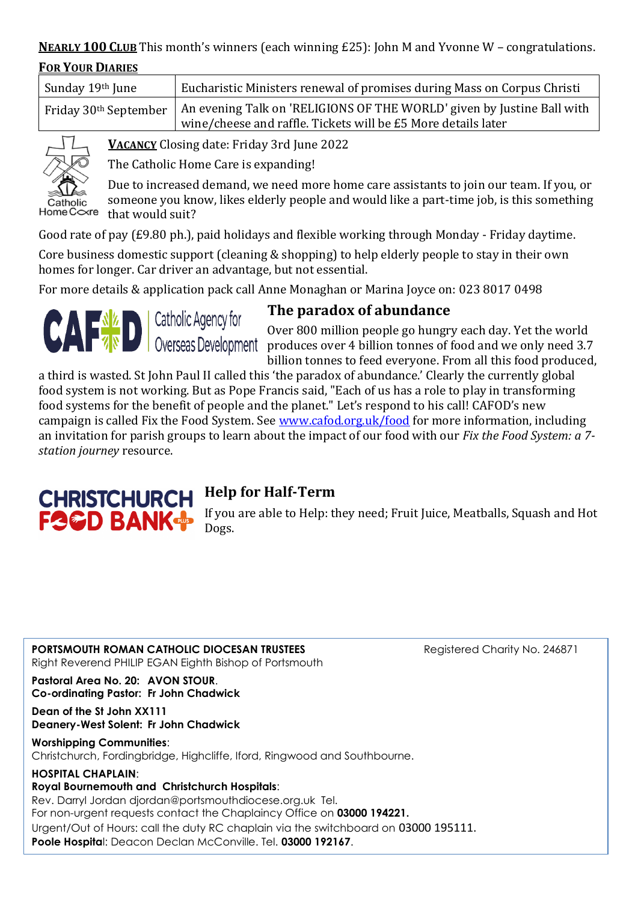**NEARLY 100 CLUB** This month's winners (each winning £25): John M and Yvonne W – congratulations.

**FOR YOUR DIARIES**

| | |
|---|---|
| Sunday 19th June | Eucharistic Ministers renewal of promises during Mass on Corpus Christi |
| Friday 30th September | An evening Talk on 'RELIGIONS OF THE WORLD' given by Justine Ball with wine/cheese and raffle. Tickets will be £5 More details later |

Catholic Home Care

**VACANCY** Closing date: Friday 3rd June 2022

The Catholic Home Care is expanding!

Due to increased demand, we need more home care assistants to join our team. If you, or someone you know, likes elderly people and would like a part-time job, is this something that would suit?

Good rate of pay (£9.80 ph.), paid holidays and flexible working through Monday - Friday daytime.

Core business domestic support (cleaning & shopping) to help elderly people to stay in their own homes for longer. Car driver an advantage, but not essential.

For more details & application pack call Anne Monaghan or Marina Joyce on: 023 8017 0498

CAFOD Catholic Agency for Overseas Development

### The paradox of abundance

Over 800 million people go hungry each day. Yet the world produces over 4 billion tonnes of food and we only need 3.7 billion tonnes to feed everyone. From all this food produced, a third is wasted. St John Paul II called this 'the paradox of abundance.' Clearly the currently global food system is not working. But as Pope Francis said, "Each of us has a role to play in transforming food systems for the benefit of people and the planet." Let's respond to his call! CAFOD's new campaign is called Fix the Food System. See www.cafod.org.uk/food for more information, including an invitation for parish groups to learn about the impact of our food with our *Fix the Food System: a 7-station journey* resource.

CHRISTCHURCH FOOD BANK PLUS

### Help for Half-Term

If you are able to Help: they need; Fruit Juice, Meatballs, Squash and Hot Dogs.

**PORTSMOUTH ROMAN CATHOLIC DIOCESAN TRUSTEES** Registered Charity No. 246871
Right Reverend PHILIP EGAN Eighth Bishop of Portsmouth

**Pastoral Area No. 20: AVON STOUR**.
**Co-ordinating Pastor: Fr John Chadwick**

**Dean of the St John XX111**
**Deanery-West Solent: Fr John Chadwick**

**Worshipping Communities**:
Christchurch, Fordingbridge, Highcliffe, Iford, Ringwood and Southbourne.

**HOSPITAL CHAPLAIN**:
**Royal Bournemouth and Christchurch Hospitals**:
Rev. Darryl Jordan djordan@portsmouthdiocese.org.uk Tel.
For non-urgent requests contact the Chaplaincy Office on **03000 194221.**
Urgent/Out of Hours: call the duty RC chaplain via the switchboard on 03000 195111.
**Poole Hospital**: Deacon Declan McConville. Tel. **03000 192167**.